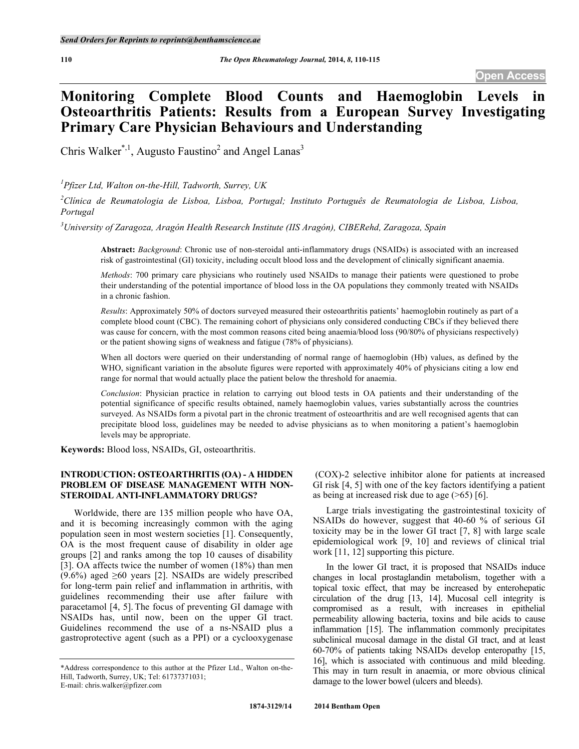# Monitoring Complete Blood Counts and Haemoglobin Levels in Osteoarthritis Patients: Results from a European Survey Investigating Primary Care Physician Behaviours and Understanding

Chris Walker[*,1], Augusto Faustino[2] and Angel Lanas[3]

[1]Pfizer Ltd, Walton on-the-Hill, Tadworth, Surrey, UK

[2]Clínica de Reumatologia de Lisboa, Lisboa, Portugal; Instituto Português de Reumatologia de Lisboa, Lisboa, Portugal

[3]University of Zaragoza, Aragón Health Research Institute (IIS Aragón), CIBERehd, Zaragoza, Spain

**Abstract:** *Background*: Chronic use of non-steroidal anti-inflammatory drugs (NSAIDs) is associated with an increased risk of gastrointestinal (GI) toxicity, including occult blood loss and the development of clinically significant anaemia.

*Methods*: 700 primary care physicians who routinely used NSAIDs to manage their patients were questioned to probe their understanding of the potential importance of blood loss in the OA populations they commonly treated with NSAIDs in a chronic fashion.

*Results*: Approximately 50% of doctors surveyed measured their osteoarthritis patients' haemoglobin routinely as part of a complete blood count (CBC). The remaining cohort of physicians only considered conducting CBCs if they believed there was cause for concern, with the most common reasons cited being anaemia/blood loss (90/80% of physicians respectively) or the patient showing signs of weakness and fatigue (78% of physicians).

When all doctors were queried on their understanding of normal range of haemoglobin (Hb) values, as defined by the WHO, significant variation in the absolute figures were reported with approximately 40% of physicians citing a low end range for normal that would actually place the patient below the threshold for anaemia.

*Conclusion*: Physician practice in relation to carrying out blood tests in OA patients and their understanding of the potential significance of specific results obtained, namely haemoglobin values, varies substantially across the countries surveyed. As NSAIDs form a pivotal part in the chronic treatment of osteoarthritis and are well recognised agents that can precipitate blood loss, guidelines may be needed to advise physicians as to when monitoring a patient's haemoglobin levels may be appropriate.

**Keywords:** Blood loss, NSAIDs, GI, osteoarthritis.

## INTRODUCTION: OSTEOARTHRITIS (OA) - A HIDDEN PROBLEM OF DISEASE MANAGEMENT WITH NON-STEROIDAL ANTI-INFLAMMATORY DRUGS?

Worldwide, there are 135 million people who have OA, and it is becoming increasingly common with the aging population seen in most western societies [1]. Consequently, OA is the most frequent cause of disability in older age groups [2] and ranks among the top 10 causes of disability [3]. OA affects twice the number of women (18%) than men (9.6%) aged ≥60 years [2]. NSAIDs are widely prescribed for long-term pain relief and inflammation in arthritis, with guidelines recommending their use after failure with paracetamol [4, 5]. The focus of preventing GI damage with NSAIDs has, until now, been on the upper GI tract. Guidelines recommend the use of a ns-NSAID plus a gastroprotective agent (such as a PPI) or a cyclooxygenase (COX)-2 selective inhibitor alone for patients at increased GI risk [4, 5] with one of the key factors identifying a patient as being at increased risk due to age (>65) [6].

Large trials investigating the gastrointestinal toxicity of NSAIDs do however, suggest that 40-60 % of serious GI toxicity may be in the lower GI tract [7, 8] with large scale epidemiological work [9, 10] and reviews of clinical trial work [11, 12] supporting this picture.

In the lower GI tract, it is proposed that NSAIDs induce changes in local prostaglandin metabolism, together with a topical toxic effect, that may be increased by enterohepatic circulation of the drug [13, 14]. Mucosal cell integrity is compromised as a result, with increases in epithelial permeability allowing bacteria, toxins and bile acids to cause inflammation [15]. The inflammation commonly precipitates subclinical mucosal damage in the distal GI tract, and at least 60-70% of patients taking NSAIDs develop enteropathy [15, 16], which is associated with continuous and mild bleeding. This may in turn result in anaemia, or more obvious clinical damage to the lower bowel (ulcers and bleeds).

*Address correspondence to this author at the Pfizer Ltd., Walton on-the-Hill, Tadworth, Surrey, UK; Tel: 61737371031; E-mail: chris.walker@pfizer.com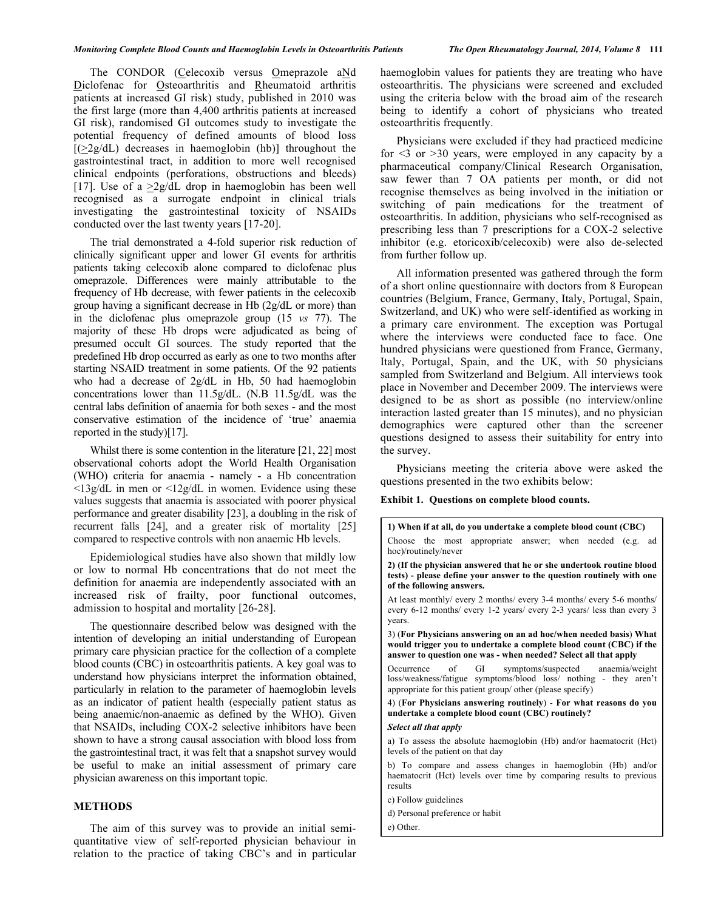The CONDOR (Celecoxib versus Omeprazole aNd Diclofenac for Osteoarthritis and Rheumatoid arthritis patients at increased GI risk) study, published in 2010 was the first large (more than 4,400 arthritis patients at increased GI risk), randomised GI outcomes study to investigate the potential frequency of defined amounts of blood loss [(≥2g/dL) decreases in haemoglobin (hb)] throughout the gastrointestinal tract, in addition to more well recognised clinical endpoints (perforations, obstructions and bleeds) [17]. Use of a ≥2g/dL drop in haemoglobin has been well recognised as a surrogate endpoint in clinical trials investigating the gastrointestinal toxicity of NSAIDs conducted over the last twenty years [17-20].

The trial demonstrated a 4-fold superior risk reduction of clinically significant upper and lower GI events for arthritis patients taking celecoxib alone compared to diclofenac plus omeprazole. Differences were mainly attributable to the frequency of Hb decrease, with fewer patients in the celecoxib group having a significant decrease in Hb (2g/dL or more) than in the diclofenac plus omeprazole group (15 *vs* 77). The majority of these Hb drops were adjudicated as being of presumed occult GI sources. The study reported that the predefined Hb drop occurred as early as one to two months after starting NSAID treatment in some patients. Of the 92 patients who had a decrease of 2g/dL in Hb, 50 had haemoglobin concentrations lower than 11.5g/dL. (N.B 11.5g/dL was the central labs definition of anaemia for both sexes - and the most conservative estimation of the incidence of 'true' anaemia reported in the study)[17].

Whilst there is some contention in the literature [21, 22] most observational cohorts adopt the World Health Organisation (WHO) criteria for anaemia - namely - a Hb concentration <13g/dL in men or <12g/dL in women. Evidence using these values suggests that anaemia is associated with poorer physical performance and greater disability [23], a doubling in the risk of recurrent falls [24], and a greater risk of mortality [25] compared to respective controls with non anaemic Hb levels.

Epidemiological studies have also shown that mildly low or low to normal Hb concentrations that do not meet the definition for anaemia are independently associated with an increased risk of frailty, poor functional outcomes, admission to hospital and mortality [26-28].

The questionnaire described below was designed with the intention of developing an initial understanding of European primary care physician practice for the collection of a complete blood counts (CBC) in osteoarthritis patients. A key goal was to understand how physicians interpret the information obtained, particularly in relation to the parameter of haemoglobin levels as an indicator of patient health (especially patient status as being anaemic/non-anaemic as defined by the WHO). Given that NSAIDs, including COX-2 selective inhibitors have been shown to have a strong causal association with blood loss from the gastrointestinal tract, it was felt that a snapshot survey would be useful to make an initial assessment of primary care physician awareness on this important topic.

## METHODS

The aim of this survey was to provide an initial semi-quantitative view of self-reported physician behaviour in relation to the practice of taking CBC's and in particular haemoglobin values for patients they are treating who have osteoarthritis. The physicians were screened and excluded using the criteria below with the broad aim of the research being to identify a cohort of physicians who treated osteoarthritis frequently.

Physicians were excluded if they had practiced medicine for <3 or >30 years, were employed in any capacity by a pharmaceutical company/Clinical Research Organisation, saw fewer than 7 OA patients per month, or did not recognise themselves as being involved in the initiation or switching of pain medications for the treatment of osteoarthritis. In addition, physicians who self-recognised as prescribing less than 7 prescriptions for a COX-2 selective inhibitor (e.g. etoricoxib/celecoxib) were also de-selected from further follow up.

All information presented was gathered through the form of a short online questionnaire with doctors from 8 European countries (Belgium, France, Germany, Italy, Portugal, Spain, Switzerland, and UK) who were self-identified as working in a primary care environment. The exception was Portugal where the interviews were conducted face to face. One hundred physicians were questioned from France, Germany, Italy, Portugal, Spain, and the UK, with 50 physicians sampled from Switzerland and Belgium. All interviews took place in November and December 2009. The interviews were designed to be as short as possible (no interview/online interaction lasted greater than 15 minutes), and no physician demographics were captured other than the screener questions designed to assess their suitability for entry into the survey.

Physicians meeting the criteria above were asked the questions presented in the two exhibits below:

**Exhibit 1. Questions on complete blood counts.**

**1) When if at all, do you undertake a complete blood count (CBC)**

Choose the most appropriate answer; when needed (e.g. ad hoc)/routinely/never

**2) (If the physician answered that he or she undertook routine blood tests) - please define your answer to the question routinely with one of the following answers.**

At least monthly/ every 2 months/ every 3-4 months/ every 5-6 months/ every 6-12 months/ every 1-2 years/ every 2-3 years/ less than every 3 years.

3) (**For Physicians answering on an ad hoc/when needed basis**) **What would trigger you to undertake a complete blood count (CBC) if the answer to question one was - when needed? Select all that apply**

Occurrence of GI symptoms/suspected anaemia/weight loss/weakness/fatigue symptoms/blood loss/ nothing - they aren't appropriate for this patient group/ other (please specify)

4) (**For Physicians answering routinely**) - **For what reasons do you undertake a complete blood count (CBC) routinely?**

***Select all that apply***

a) To assess the absolute haemoglobin (Hb) and/or haematocrit (Hct) levels of the patient on that day

b) To compare and assess changes in haemoglobin (Hb) and/or haematocrit (Hct) levels over time by comparing results to previous results

c) Follow guidelines

d) Personal preference or habit

e) Other.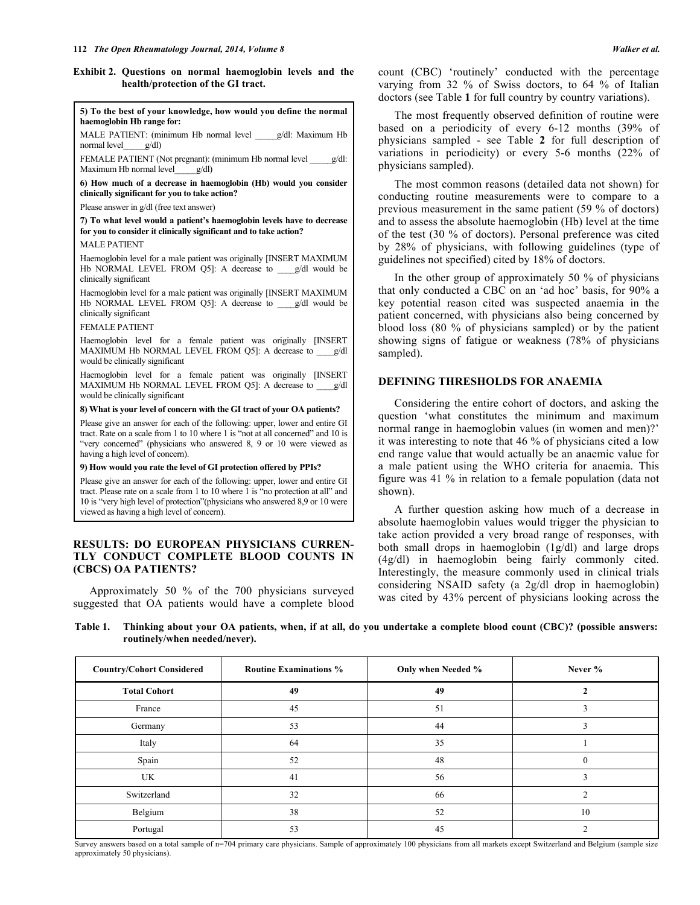**Exhibit 2. Questions on normal haemoglobin levels and the health/protection of the GI tract.**

> **5) To the best of your knowledge, how would you define the normal haemoglobin Hb range for:**
>
> MALE PATIENT: (minimum Hb normal level _____g/dl: Maximum Hb normal level_____g/dl)
>
> FEMALE PATIENT (Not pregnant): (minimum Hb normal level _____g/dl: Maximum Hb normal level_____g/dl)
>
> **6) How much of a decrease in haemoglobin (Hb) would you consider clinically significant for you to take action?**
>
> Please answer in g/dl (free text answer)
>
> **7) To what level would a patient's haemoglobin levels have to decrease for you to consider it clinically significant and to take action?**
>
> MALE PATIENT
>
> Haemoglobin level for a male patient was originally [INSERT MAXIMUM Hb NORMAL LEVEL FROM Q5]: A decrease to ____g/dl would be clinically significant
>
> Haemoglobin level for a male patient was originally [INSERT MAXIMUM Hb NORMAL LEVEL FROM Q5]: A decrease to ____g/dl would be clinically significant
>
> FEMALE PATIENT
>
> Haemoglobin level for a female patient was originally [INSERT MAXIMUM Hb NORMAL LEVEL FROM Q5]: A decrease to ____g/dl would be clinically significant
>
> Haemoglobin level for a female patient was originally [INSERT MAXIMUM Hb NORMAL LEVEL FROM Q5]: A decrease to ____g/dl would be clinically significant
>
> **8) What is your level of concern with the GI tract of your OA patients?**
>
> Please give an answer for each of the following: upper, lower and entire GI tract. Rate on a scale from 1 to 10 where 1 is "not at all concerned" and 10 is "very concerned" (physicians who answered 8, 9 or 10 were viewed as having a high level of concern).
>
> **9) How would you rate the level of GI protection offered by PPIs?**
>
> Please give an answer for each of the following: upper, lower and entire GI tract. Please rate on a scale from 1 to 10 where 1 is "no protection at all" and 10 is "very high level of protection"(physicians who answered 8,9 or 10 were viewed as having a high level of concern).

## RESULTS: DO EUROPEAN PHYSICIANS CURRENTLY CONDUCT COMPLETE BLOOD COUNTS IN (CBCS) OA PATIENTS?

Approximately 50 % of the 700 physicians surveyed suggested that OA patients would have a complete blood count (CBC) 'routinely' conducted with the percentage varying from 32 % of Swiss doctors, to 64 % of Italian doctors (see Table **1** for full country by country variations).

The most frequently observed definition of routine were based on a periodicity of every 6-12 months (39% of physicians sampled - see Table **2** for full description of variations in periodicity) or every 5-6 months (22% of physicians sampled).

The most common reasons (detailed data not shown) for conducting routine measurements were to compare to a previous measurement in the same patient (59 % of doctors) and to assess the absolute haemoglobin (Hb) level at the time of the test (30 % of doctors). Personal preference was cited by 28% of physicians, with following guidelines (type of guidelines not specified) cited by 18% of doctors.

In the other group of approximately 50 % of physicians that only conducted a CBC on an 'ad hoc' basis, for 90% a key potential reason cited was suspected anaemia in the patient concerned, with physicians also being concerned by blood loss (80 % of physicians sampled) or by the patient showing signs of fatigue or weakness (78% of physicians sampled).

## DEFINING THRESHOLDS FOR ANAEMIA

Considering the entire cohort of doctors, and asking the question 'what constitutes the minimum and maximum normal range in haemoglobin values (in women and men)?' it was interesting to note that 46 % of physicians cited a low end range value that would actually be an anaemic value for a male patient using the WHO criteria for anaemia. This figure was 41 % in relation to a female population (data not shown).

A further question asking how much of a decrease in absolute haemoglobin values would trigger the physician to take action provided a very broad range of responses, with both small drops in haemoglobin (1g/dl) and large drops (4g/dl) in haemoglobin being fairly commonly cited. Interestingly, the measure commonly used in clinical trials considering NSAID safety (a 2g/dl drop in haemoglobin) was cited by 43% percent of physicians looking across the

**Table 1. Thinking about your OA patients, when, if at all, do you undertake a complete blood count (CBC)? (possible answers: routinely/when needed/never).**

| Country/Cohort Considered | Routine Examinations % | Only when Needed % | Never % |
|---|---|---|---|
| **Total Cohort** | **49** | **49** | **2** |
| France | 45 | 51 | 3 |
| Germany | 53 | 44 | 3 |
| Italy | 64 | 35 | 1 |
| Spain | 52 | 48 | 0 |
| UK | 41 | 56 | 3 |
| Switzerland | 32 | 66 | 2 |
| Belgium | 38 | 52 | 10 |
| Portugal | 53 | 45 | 2 |

Survey answers based on a total sample of n=704 primary care physicians. Sample of approximately 100 physicians from all markets except Switzerland and Belgium (sample size approximately 50 physicians).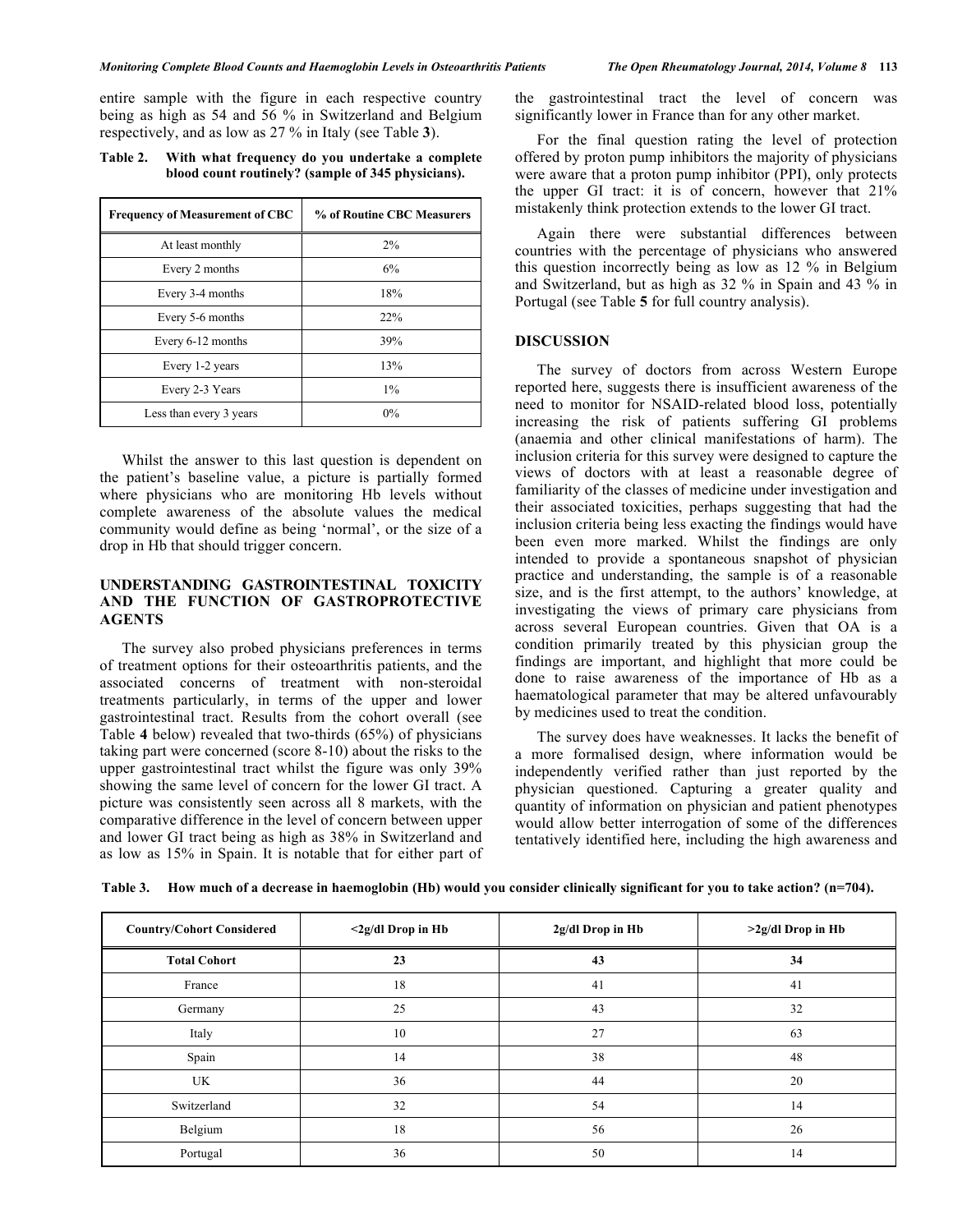entire sample with the figure in each respective country being as high as 54 and 56 % in Switzerland and Belgium respectively, and as low as 27 % in Italy (see Table **3**).

**Table 2. With what frequency do you undertake a complete blood count routinely? (sample of 345 physicians).**

| Frequency of Measurement of CBC | % of Routine CBC Measurers |
|---|---|
| At least monthly | 2% |
| Every 2 months | 6% |
| Every 3-4 months | 18% |
| Every 5-6 months | 22% |
| Every 6-12 months | 39% |
| Every 1-2 years | 13% |
| Every 2-3 Years | 1% |
| Less than every 3 years | 0% |

Whilst the answer to this last question is dependent on the patient's baseline value, a picture is partially formed where physicians who are monitoring Hb levels without complete awareness of the absolute values the medical community would define as being 'normal', or the size of a drop in Hb that should trigger concern.

## UNDERSTANDING GASTROINTESTINAL TOXICITY AND THE FUNCTION OF GASTROPROTECTIVE AGENTS

The survey also probed physicians preferences in terms of treatment options for their osteoarthritis patients, and the associated concerns of treatment with non-steroidal treatments particularly, in terms of the upper and lower gastrointestinal tract. Results from the cohort overall (see Table **4** below) revealed that two-thirds (65%) of physicians taking part were concerned (score 8-10) about the risks to the upper gastrointestinal tract whilst the figure was only 39% showing the same level of concern for the lower GI tract. A picture was consistently seen across all 8 markets, with the comparative difference in the level of concern between upper and lower GI tract being as high as 38% in Switzerland and as low as 15% in Spain. It is notable that for either part of the gastrointestinal tract the level of concern was significantly lower in France than for any other market.

For the final question rating the level of protection offered by proton pump inhibitors the majority of physicians were aware that a proton pump inhibitor (PPI), only protects the upper GI tract: it is of concern, however that 21% mistakenly think protection extends to the lower GI tract.

Again there were substantial differences between countries with the percentage of physicians who answered this question incorrectly being as low as 12 % in Belgium and Switzerland, but as high as 32 % in Spain and 43 % in Portugal (see Table **5** for full country analysis).

## DISCUSSION

The survey of doctors from across Western Europe reported here, suggests there is insufficient awareness of the need to monitor for NSAID-related blood loss, potentially increasing the risk of patients suffering GI problems (anaemia and other clinical manifestations of harm). The inclusion criteria for this survey were designed to capture the views of doctors with at least a reasonable degree of familiarity of the classes of medicine under investigation and their associated toxicities, perhaps suggesting that had the inclusion criteria being less exacting the findings would have been even more marked. Whilst the findings are only intended to provide a spontaneous snapshot of physician practice and understanding, the sample is of a reasonable size, and is the first attempt, to the authors' knowledge, at investigating the views of primary care physicians from across several European countries. Given that OA is a condition primarily treated by this physician group the findings are important, and highlight that more could be done to raise awareness of the importance of Hb as a haematological parameter that may be altered unfavourably by medicines used to treat the condition.

The survey does have weaknesses. It lacks the benefit of a more formalised design, where information would be independently verified rather than just reported by the physician questioned. Capturing a greater quality and quantity of information on physician and patient phenotypes would allow better interrogation of some of the differences tentatively identified here, including the high awareness and

**Table 3. How much of a decrease in haemoglobin (Hb) would you consider clinically significant for you to take action? (n=704).**

| Country/Cohort Considered | <2g/dl Drop in Hb | 2g/dl Drop in Hb | >2g/dl Drop in Hb |
|---|---|---|---|
| **Total Cohort** | **23** | **43** | **34** |
| France | 18 | 41 | 41 |
| Germany | 25 | 43 | 32 |
| Italy | 10 | 27 | 63 |
| Spain | 14 | 38 | 48 |
| UK | 36 | 44 | 20 |
| Switzerland | 32 | 54 | 14 |
| Belgium | 18 | 56 | 26 |
| Portugal | 36 | 50 | 14 |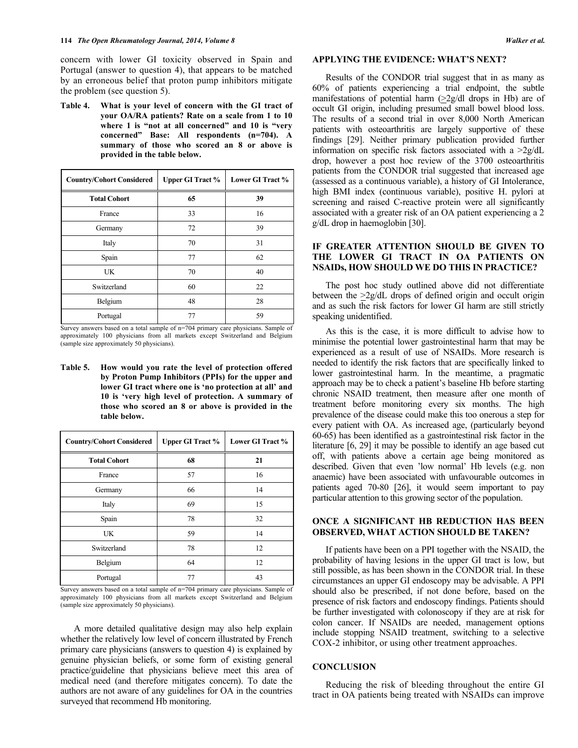concern with lower GI toxicity observed in Spain and Portugal (answer to question 4), that appears to be matched by an erroneous belief that proton pump inhibitors mitigate the problem (see question 5).

**Table 4. What is your level of concern with the GI tract of your OA/RA patients? Rate on a scale from 1 to 10 where 1 is "not at all concerned" and 10 is "very concerned" Base: All respondents (n=704). A summary of those who scored an 8 or above is provided in the table below.**

| Country/Cohort Considered | Upper GI Tract % | Lower GI Tract % |
|---|---|---|
| **Total Cohort** | **65** | **39** |
| France | 33 | 16 |
| Germany | 72 | 39 |
| Italy | 70 | 31 |
| Spain | 77 | 62 |
| UK | 70 | 40 |
| Switzerland | 60 | 22 |
| Belgium | 48 | 28 |
| Portugal | 77 | 59 |

Survey answers based on a total sample of n=704 primary care physicians. Sample of approximately 100 physicians from all markets except Switzerland and Belgium (sample size approximately 50 physicians).

**Table 5. How would you rate the level of protection offered by Proton Pump Inhibitors (PPIs) for the upper and lower GI tract where one is 'no protection at all' and 10 is 'very high level of protection. A summary of those who scored an 8 or above is provided in the table below.**

| Country/Cohort Considered | Upper GI Tract % | Lower GI Tract % |
|---|---|---|
| **Total Cohort** | **68** | **21** |
| France | 57 | 16 |
| Germany | 66 | 14 |
| Italy | 69 | 15 |
| Spain | 78 | 32 |
| UK | 59 | 14 |
| Switzerland | 78 | 12 |
| Belgium | 64 | 12 |
| Portugal | 77 | 43 |

Survey answers based on a total sample of n=704 primary care physicians. Sample of approximately 100 physicians from all markets except Switzerland and Belgium (sample size approximately 50 physicians).

A more detailed qualitative design may also help explain whether the relatively low level of concern illustrated by French primary care physicians (answers to question 4) is explained by genuine physician beliefs, or some form of existing general practice/guideline that physicians believe meet this area of medical need (and therefore mitigates concern). To date the authors are not aware of any guidelines for OA in the countries surveyed that recommend Hb monitoring.

## APPLYING THE EVIDENCE: WHAT'S NEXT?

Results of the CONDOR trial suggest that in as many as 60% of patients experiencing a trial endpoint, the subtle manifestations of potential harm ($\geq$2g/dl drops in Hb) are of occult GI origin, including presumed small bowel blood loss. The results of a second trial in over 8,000 North American patients with osteoarthritis are largely supportive of these findings [29]. Neither primary publication provided further information on specific risk factors associated with a >2g/dL drop, however a post hoc review of the 3700 osteoarthritis patients from the CONDOR trial suggested that increased age (assessed as a continuous variable), a history of GI Intolerance, high BMI index (continuous variable), positive H. pylori at screening and raised C-reactive protein were all significantly associated with a greater risk of an OA patient experiencing a 2 g/dL drop in haemoglobin [30].

## IF GREATER ATTENTION SHOULD BE GIVEN TO THE LOWER GI TRACT IN OA PATIENTS ON NSAIDs, HOW SHOULD WE DO THIS IN PRACTICE?

The post hoc study outlined above did not differentiate between the $\geq$2g/dL drops of defined origin and occult origin and as such the risk factors for lower GI harm are still strictly speaking unidentified.

As this is the case, it is more difficult to advise how to minimise the potential lower gastrointestinal harm that may be experienced as a result of use of NSAIDs. More research is needed to identify the risk factors that are specifically linked to lower gastrointestinal harm. In the meantime, a pragmatic approach may be to check a patient's baseline Hb before starting chronic NSAID treatment, then measure after one month of treatment before monitoring every six months. The high prevalence of the disease could make this too onerous a step for every patient with OA. As increased age, (particularly beyond 60-65) has been identified as a gastrointestinal risk factor in the literature [6, 29] it may be possible to identify an age based cut off, with patients above a certain age being monitored as described. Given that even 'low normal' Hb levels (e.g. non anaemic) have been associated with unfavourable outcomes in patients aged 70-80 [26], it would seem important to pay particular attention to this growing sector of the population.

## ONCE A SIGNIFICANT HB REDUCTION HAS BEEN OBSERVED, WHAT ACTION SHOULD BE TAKEN?

If patients have been on a PPI together with the NSAID, the probability of having lesions in the upper GI tract is low, but still possible, as has been shown in the CONDOR trial. In these circumstances an upper GI endoscopy may be advisable. A PPI should also be prescribed, if not done before, based on the presence of risk factors and endoscopy findings. Patients should be further investigated with colonoscopy if they are at risk for colon cancer. If NSAIDs are needed, management options include stopping NSAID treatment, switching to a selective COX-2 inhibitor, or using other treatment approaches.

## CONCLUSION

Reducing the risk of bleeding throughout the entire GI tract in OA patients being treated with NSAIDs can improve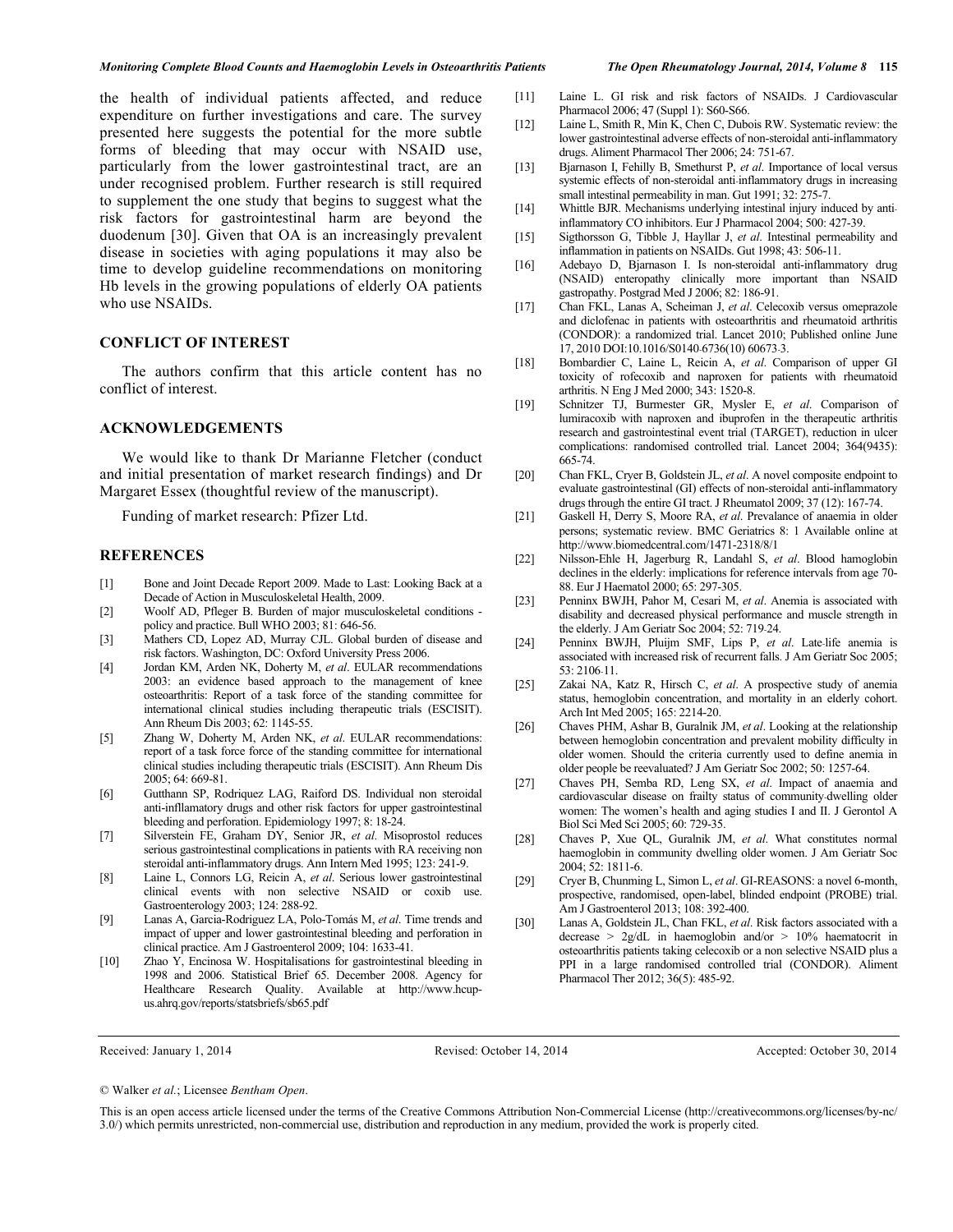the health of individual patients affected, and reduce expenditure on further investigations and care. The survey presented here suggests the potential for the more subtle forms of bleeding that may occur with NSAID use, particularly from the lower gastrointestinal tract, are an under recognised problem. Further research is still required to supplement the one study that begins to suggest what the risk factors for gastrointestinal harm are beyond the duodenum [30]. Given that OA is an increasingly prevalent disease in societies with aging populations it may also be time to develop guideline recommendations on monitoring Hb levels in the growing populations of elderly OA patients who use NSAIDs.

## CONFLICT OF INTEREST

The authors confirm that this article content has no conflict of interest.

## ACKNOWLEDGEMENTS

We would like to thank Dr Marianne Fletcher (conduct and initial presentation of market research findings) and Dr Margaret Essex (thoughtful review of the manuscript).

Funding of market research: Pfizer Ltd.

## REFERENCES

[1] Bone and Joint Decade Report 2009. Made to Last: Looking Back at a Decade of Action in Musculoskeletal Health, 2009.

[2] Woolf AD, Pfleger B. Burden of major musculoskeletal conditions - policy and practice. Bull WHO 2003; 81: 646-56.

[3] Mathers CD, Lopez AD, Murray CJL. Global burden of disease and risk factors. Washington, DC: Oxford University Press 2006.

[4] Jordan KM, Arden NK, Doherty M, *et al*. EULAR recommendations 2003: an evidence based approach to the management of knee osteoarthritis: Report of a task force of the standing committee for international clinical studies including therapeutic trials (ESCISIT). Ann Rheum Dis 2003; 62: 1145-55.

[5] Zhang W, Doherty M, Arden NK, *et al*. EULAR recommendations: report of a task force force of the standing committee for international clinical studies including therapeutic trials (ESCISIT). Ann Rheum Dis 2005; 64: 669-81.

[6] Gutthann SP, Rodriquez LAG, Raiford DS. Individual non steroidal anti-infllamatory drugs and other risk factors for upper gastrointestinal bleeding and perforation. Epidemiology 1997; 8: 18-24.

[7] Silverstein FE, Graham DY, Senior JR, *et al*. Misoprostol reduces serious gastrointestinal complications in patients with RA receiving non steroidal anti-inflammatory drugs. Ann Intern Med 1995; 123: 241-9.

[8] Laine L, Connors LG, Reicin A, *et al*. Serious lower gastrointestinal clinical events with non selective NSAID or coxib use. Gastroenterology 2003; 124: 288-92.

[9] Lanas A, Garcia-Rodriguez LA, Polo-Tomás M, *et al*. Time trends and impact of upper and lower gastrointestinal bleeding and perforation in clinical practice. Am J Gastroenterol 2009; 104: 1633-41.

[10] Zhao Y, Encinosa W. Hospitalisations for gastrointestinal bleeding in 1998 and 2006. Statistical Brief 65. December 2008. Agency for Healthcare Research Quality. Available at http://www.hcup-us.ahrq.gov/reports/statsbriefs/sb65.pdf

[11] Laine L. GI risk and risk factors of NSAIDs. J Cardiovascular Pharmacol 2006; 47 (Suppl 1): S60-S66.

[12] Laine L, Smith R, Min K, Chen C, Dubois RW. Systematic review: the lower gastrointestinal adverse effects of non-steroidal anti-inflammatory drugs. Aliment Pharmacol Ther 2006; 24: 751-67.

[13] Bjarnason I, Fehilly B, Smethurst P, *et al*. Importance of local versus systemic effects of non-steroidal anti-inflammatory drugs in increasing small intestinal permeability in man. Gut 1991; 32: 275-7.

[14] Whittle BJR. Mechanisms underlying intestinal injury induced by anti-inflammatory CO inhibitors. Eur J Pharmacol 2004; 500: 427-39.

[15] Sigthorsson G, Tibble J, Hayllar J, *et al*. Intestinal permeability and inflammation in patients on NSAIDs. Gut 1998; 43: 506-11.

[16] Adebayo D, Bjarnason I. Is non-steroidal anti-inflammatory drug (NSAID) enteropathy clinically more important than NSAID gastropathy. Postgrad Med J 2006; 82: 186-91.

[17] Chan FKL, Lanas A, Scheiman J, *et al*. Celecoxib versus omeprazole and diclofenac in patients with osteoarthritis and rheumatoid arthritis (CONDOR): a randomized trial. Lancet 2010; Published online June 17, 2010 DOI:10.1016/S0140-6736(10) 60673-3.

[18] Bombardier C, Laine L, Reicin A, *et al*. Comparison of upper GI toxicity of rofecoxib and naproxen for patients with rheumatoid arthritis. N Eng J Med 2000; 343: 1520-8.

[19] Schnitzer TJ, Burmester GR, Mysler E, *et al*. Comparison of lumiracoxib with naproxen and ibuprofen in the therapeutic arthritis research and gastrointestinal event trial (TARGET), reduction in ulcer complications: randomised controlled trial. Lancet 2004; 364(9435): 665-74.

[20] Chan FKL, Cryer B, Goldstein JL, *et al*. A novel composite endpoint to evaluate gastrointestinal (GI) effects of non-steroidal anti-inflammatory drugs through the entire GI tract. J Rheumatol 2009; 37 (12): 167-74.

[21] Gaskell H, Derry S, Moore RA, *et al*. Prevalance of anaemia in older persons; systematic review. BMC Geriatrics 8: 1 Available online at http://www.biomedcentral.com/1471-2318/8/1

[22] Nilsson-Ehle H, Jagerburg R, Landahl S, *et al*. Blood hamoglobin declines in the elderly: implications for reference intervals from age 70-88. Eur J Haematol 2000; 65: 297-305.

[23] Penninx BWJH, Pahor M, Cesari M, *et al*. Anemia is associated with disability and decreased physical performance and muscle strength in the elderly. J Am Geriatr Soc 2004; 52: 719-24.

[24] Penninx BWJH, Pluijm SMF, Lips P, *et al*. Late-life anemia is associated with increased risk of recurrent falls. J Am Geriatr Soc 2005; 53: 2106-11.

[25] Zakai NA, Katz R, Hirsch C, *et al*. A prospective study of anemia status, hemoglobin concentration, and mortality in an elderly cohort. Arch Int Med 2005; 165: 2214-20.

[26] Chaves PHM, Ashar B, Guralnik JM, *et al*. Looking at the relationship between hemoglobin concentration and prevalent mobility difficulty in older women. Should the criteria currently used to define anemia in older people be reevaluated? J Am Geriatr Soc 2002; 50: 1257-64.

[27] Chaves PH, Semba RD, Leng SX, *et al*. Impact of anaemia and cardiovascular disease on frailty status of community-dwelling older women: The women's health and aging studies I and II. J Gerontol A Biol Sci Med Sci 2005; 60: 729-35.

[28] Chaves P, Xue QL, Guralnik JM, *et al*. What constitutes normal haemoglobin in community dwelling older women. J Am Geriatr Soc 2004; 52: 1811-6.

[29] Cryer B, Chunming L, Simon L, *et al*. GI-REASONS: a novel 6-month, prospective, randomised, open-label, blinded endpoint (PROBE) trial. Am J Gastroenterol 2013; 108: 392-400.

[30] Lanas A, Goldstein JL, Chan FKL, *et al*. Risk factors associated with a decrease > 2g/dL in haemoglobin and/or > 10% haematocrit in osteoarthritis patients taking celecoxib or a non selective NSAID plus a PPI in a large randomised controlled trial (CONDOR). Aliment Pharmacol Ther 2012; 36(5): 485-92.

Received: January 1, 2014 Revised: October 14, 2014 Accepted: October 30, 2014

© Walker *et al*.; Licensee *Bentham Open*.

This is an open access article licensed under the terms of the Creative Commons Attribution Non-Commercial License (http://creativecommons.org/licenses/by-nc/3.0/) which permits unrestricted, non-commercial use, distribution and reproduction in any medium, provided the work is properly cited.